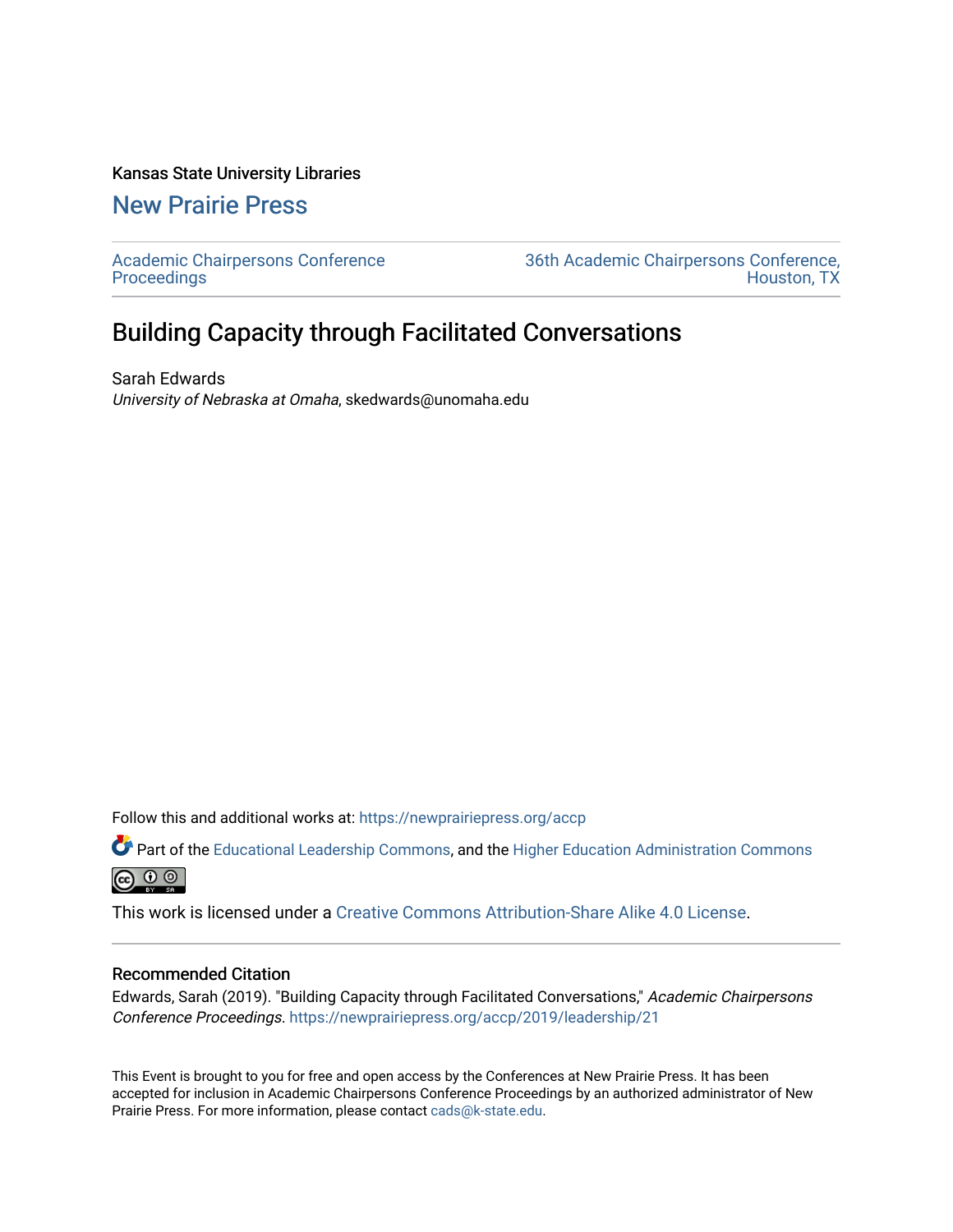Kansas State University Libraries

# New Prairie Press

Academic Chairpersons Conference Proceedings

36th Academic Chairpersons Conference, Houston, TX

## Building Capacity through Facilitated Conversations

Sarah Edwards
*University of Nebraska at Omaha*, skedwards@unomaha.edu

Follow this and additional works at: https://newprairiepress.org/accp

Part of the Educational Leadership Commons, and the Higher Education Administration Commons

This work is licensed under a Creative Commons Attribution-Share Alike 4.0 License.

### Recommended Citation

Edwards, Sarah (2019). "Building Capacity through Facilitated Conversations," *Academic Chairpersons Conference Proceedings*. https://newprairiepress.org/accp/2019/leadership/21

This Event is brought to you for free and open access by the Conferences at New Prairie Press. It has been accepted for inclusion in Academic Chairpersons Conference Proceedings by an authorized administrator of New Prairie Press. For more information, please contact cads@k-state.edu.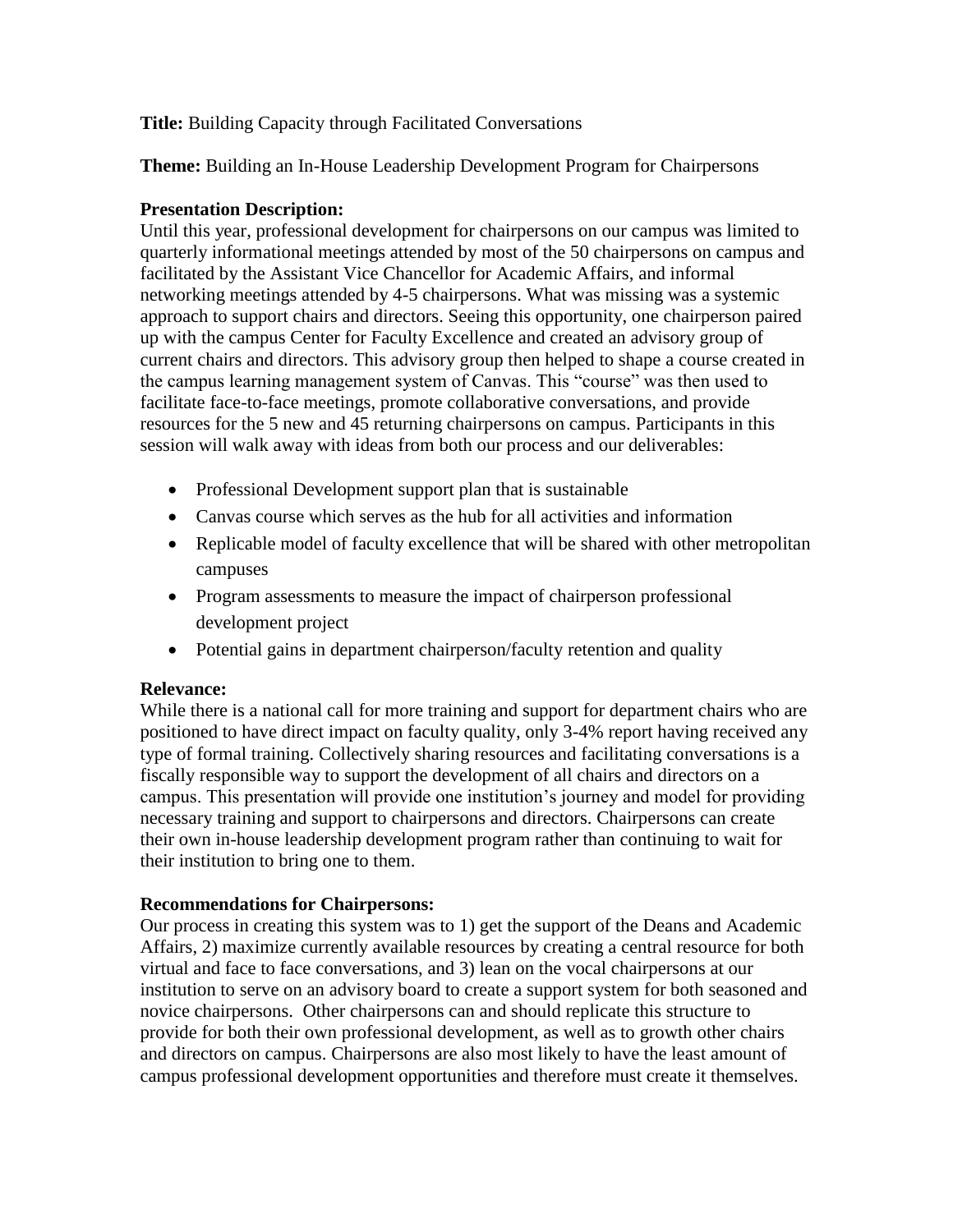**Title:** Building Capacity through Facilitated Conversations

**Theme:** Building an In-House Leadership Development Program for Chairpersons

**Presentation Description:**
Until this year, professional development for chairpersons on our campus was limited to quarterly informational meetings attended by most of the 50 chairpersons on campus and facilitated by the Assistant Vice Chancellor for Academic Affairs, and informal networking meetings attended by 4-5 chairpersons. What was missing was a systemic approach to support chairs and directors. Seeing this opportunity, one chairperson paired up with the campus Center for Faculty Excellence and created an advisory group of current chairs and directors. This advisory group then helped to shape a course created in the campus learning management system of Canvas. This "course" was then used to facilitate face-to-face meetings, promote collaborative conversations, and provide resources for the 5 new and 45 returning chairpersons on campus. Participants in this session will walk away with ideas from both our process and our deliverables:

- Professional Development support plan that is sustainable
- Canvas course which serves as the hub for all activities and information
- Replicable model of faculty excellence that will be shared with other metropolitan campuses
- Program assessments to measure the impact of chairperson professional development project
- Potential gains in department chairperson/faculty retention and quality

**Relevance:**
While there is a national call for more training and support for department chairs who are positioned to have direct impact on faculty quality, only 3-4% report having received any type of formal training. Collectively sharing resources and facilitating conversations is a fiscally responsible way to support the development of all chairs and directors on a campus. This presentation will provide one institution's journey and model for providing necessary training and support to chairpersons and directors. Chairpersons can create their own in-house leadership development program rather than continuing to wait for their institution to bring one to them.

**Recommendations for Chairpersons:**
Our process in creating this system was to 1) get the support of the Deans and Academic Affairs, 2) maximize currently available resources by creating a central resource for both virtual and face to face conversations, and 3) lean on the vocal chairpersons at our institution to serve on an advisory board to create a support system for both seasoned and novice chairpersons. Other chairpersons can and should replicate this structure to provide for both their own professional development, as well as to growth other chairs and directors on campus. Chairpersons are also most likely to have the least amount of campus professional development opportunities and therefore must create it themselves.